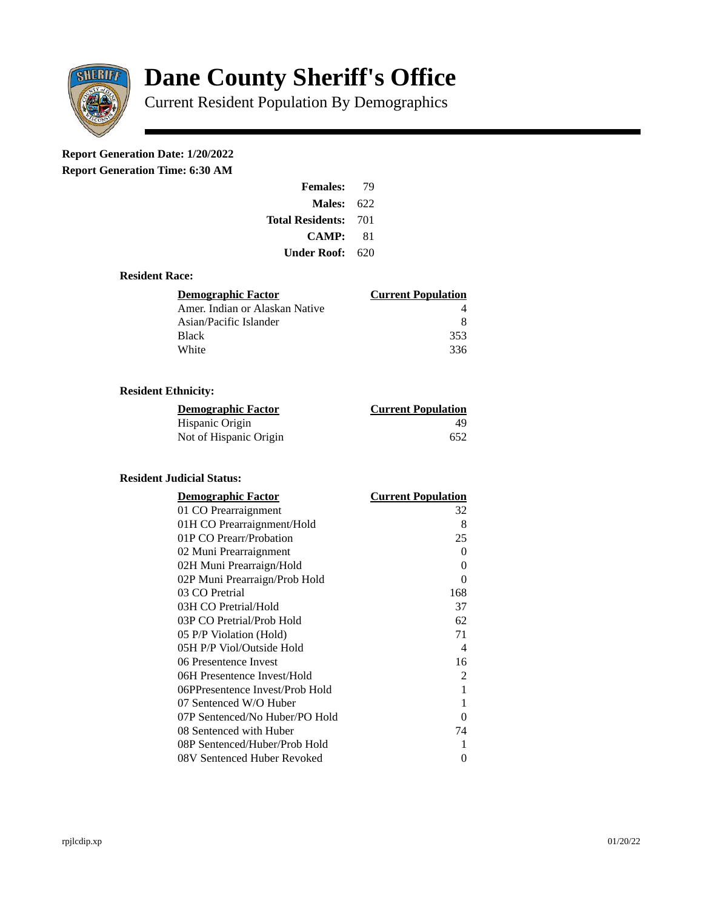# Dane County Sheriff's Office

Current Resident Population By Demographics

**Report Generation Date: 1/20/2022**

**Report Generation Time: 6:30 AM**

| | |
|---|---|
| **Females:** | 79 |
| **Males:** | 622 |
| **Total Residents:** | 701 |
| **CAMP:** | 81 |
| **Under Roof:** | 620 |

### Resident Race:

| Demographic Factor | Current Population |
|---|---|
| Amer. Indian or Alaskan Native | 4 |
| Asian/Pacific Islander | 8 |
| Black | 353 |
| White | 336 |

### Resident Ethnicity:

| Demographic Factor | Current Population |
|---|---|
| Hispanic Origin | 49 |
| Not of Hispanic Origin | 652 |

### Resident Judicial Status:

| Demographic Factor | Current Population |
|---|---|
| 01 CO Prearraignment | 32 |
| 01H CO Prearraignment/Hold | 8 |
| 01P CO Prearr/Probation | 25 |
| 02 Muni Prearraignment | 0 |
| 02H Muni Prearraign/Hold | 0 |
| 02P Muni Prearraign/Prob Hold | 0 |
| 03 CO Pretrial | 168 |
| 03H CO Pretrial/Hold | 37 |
| 03P CO Pretrial/Prob Hold | 62 |
| 05 P/P Violation (Hold) | 71 |
| 05H P/P Viol/Outside Hold | 4 |
| 06 Presentence Invest | 16 |
| 06H Presentence Invest/Hold | 2 |
| 06PPresentence Invest/Prob Hold | 1 |
| 07 Sentenced W/O Huber | 1 |
| 07P Sentenced/No Huber/PO Hold | 0 |
| 08 Sentenced with Huber | 74 |
| 08P Sentenced/Huber/Prob Hold | 1 |
| 08V Sentenced Huber Revoked | 0 |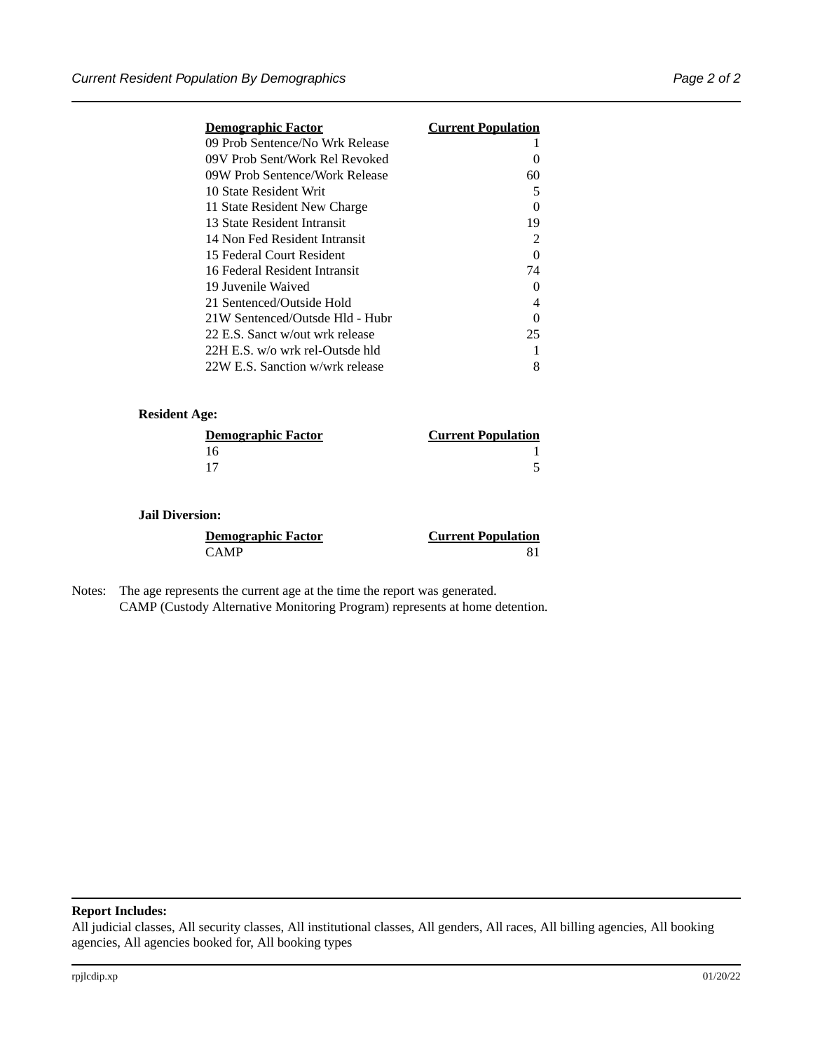| Demographic Factor | Current Population |
| --- | --- |
| 09 Prob Sentence/No Wrk Release | 1 |
| 09V Prob Sent/Work Rel Revoked | 0 |
| 09W Prob Sentence/Work Release | 60 |
| 10 State Resident Writ | 5 |
| 11 State Resident New Charge | 0 |
| 13 State Resident Intransit | 19 |
| 14 Non Fed Resident Intransit | 2 |
| 15 Federal Court Resident | 0 |
| 16 Federal Resident Intransit | 74 |
| 19 Juvenile Waived | 0 |
| 21 Sentenced/Outside Hold | 4 |
| 21W Sentenced/Outsde Hld - Hubr | 0 |
| 22 E.S. Sanct w/out wrk release | 25 |
| 22H E.S. w/o wrk rel-Outsde hld | 1 |
| 22W E.S. Sanction w/wrk release | 8 |

**Resident Age:**

| Demographic Factor | Current Population |
| --- | --- |
| 16 | 1 |
| 17 | 5 |

**Jail Diversion:**

| Demographic Factor | Current Population |
| --- | --- |
| CAMP | 81 |

Notes: The age represents the current age at the time the report was generated.
CAMP (Custody Alternative Monitoring Program) represents at home detention.

**Report Includes:**

All judicial classes, All security classes, All institutional classes, All genders, All races, All billing agencies, All booking agencies, All agencies booked for, All booking types

rpjlcdip.xp 01/20/22